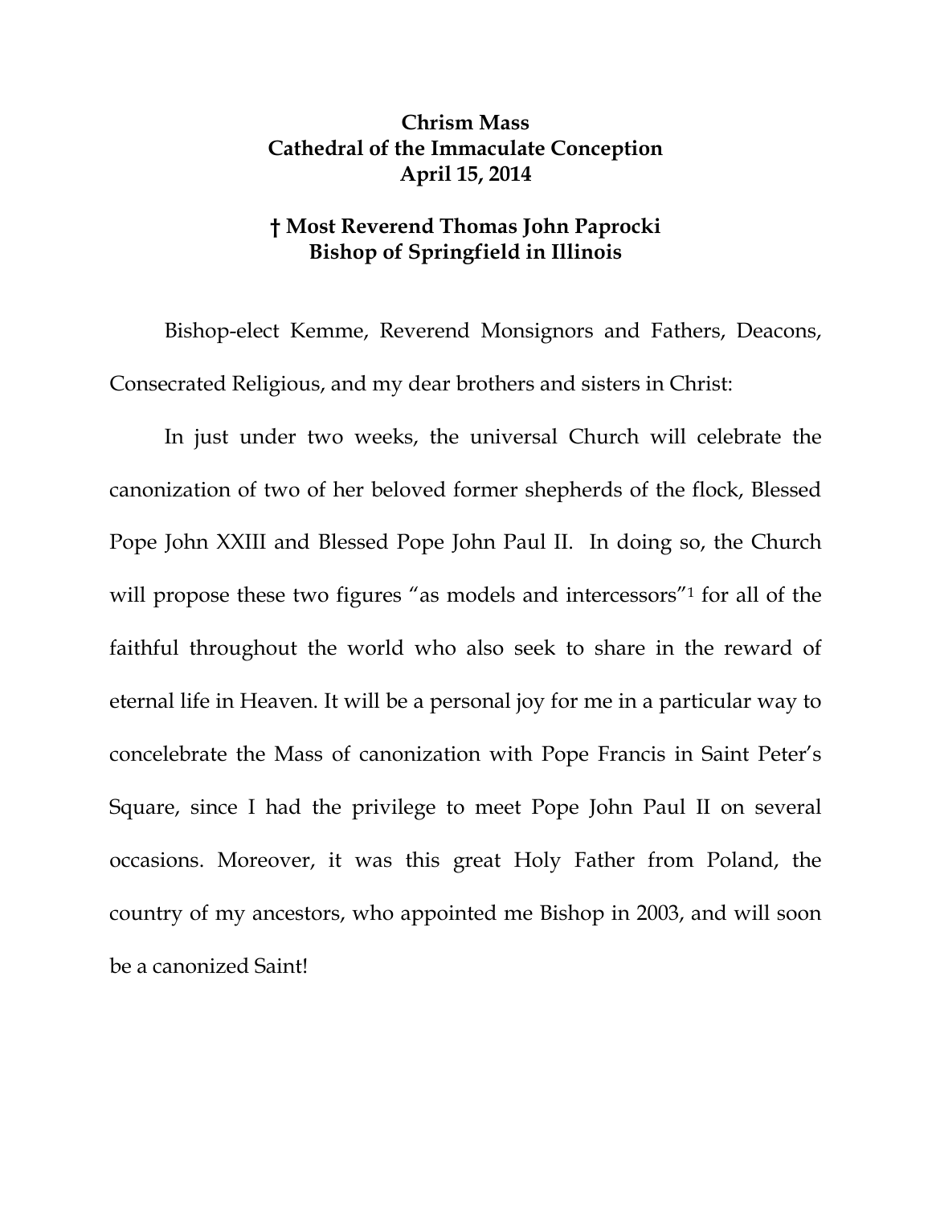**Chrism Mass**
**Cathedral of the Immaculate Conception**
**April 15, 2014**

**† Most Reverend Thomas John Paprocki**
**Bishop of Springfield in Illinois**

Bishop-elect Kemme, Reverend Monsignors and Fathers, Deacons, Consecrated Religious, and my dear brothers and sisters in Christ:

In just under two weeks, the universal Church will celebrate the canonization of two of her beloved former shepherds of the flock, Blessed Pope John XXIII and Blessed Pope John Paul II. In doing so, the Church will propose these two figures "as models and intercessors"[1] for all of the faithful throughout the world who also seek to share in the reward of eternal life in Heaven. It will be a personal joy for me in a particular way to concelebrate the Mass of canonization with Pope Francis in Saint Peter's Square, since I had the privilege to meet Pope John Paul II on several occasions. Moreover, it was this great Holy Father from Poland, the country of my ancestors, who appointed me Bishop in 2003, and will soon be a canonized Saint!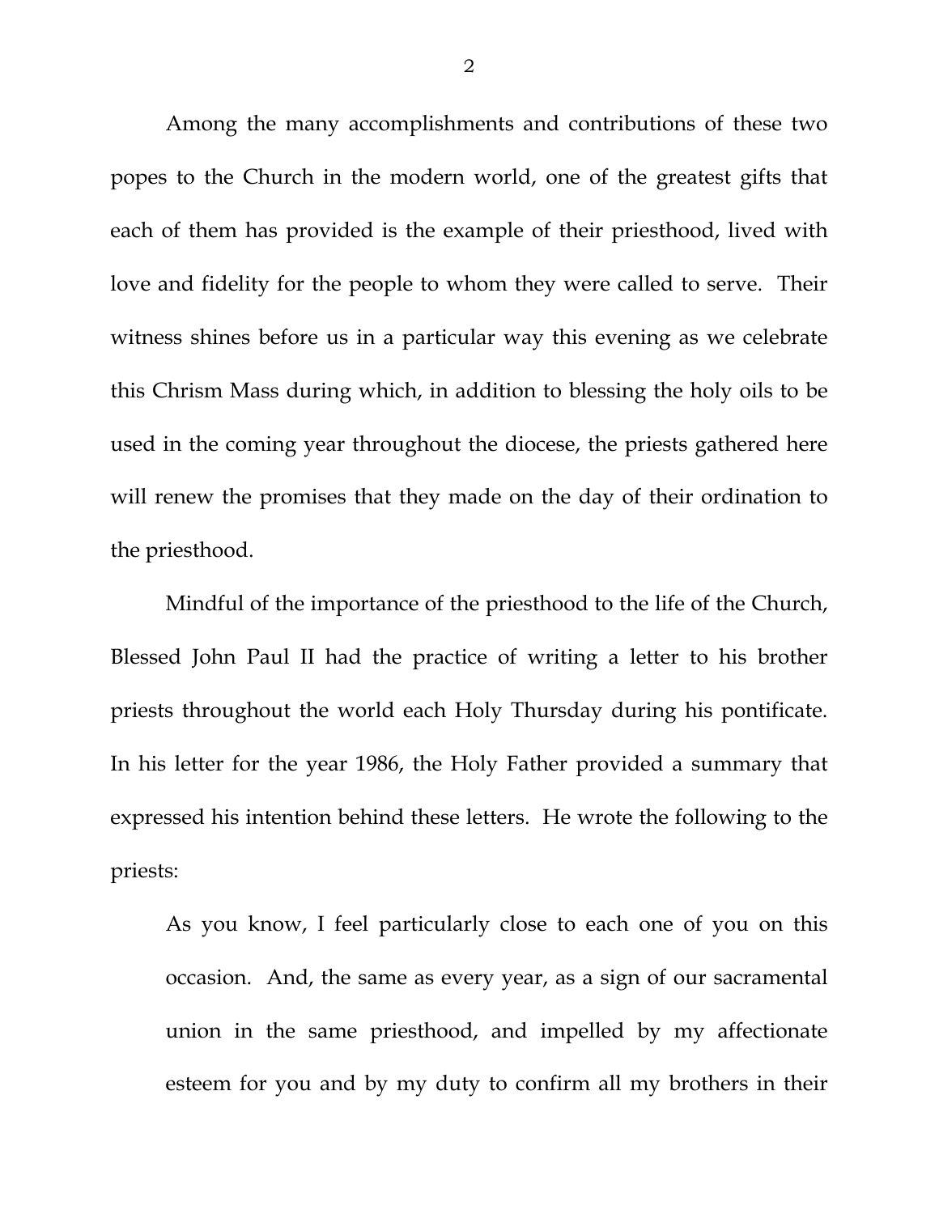Among the many accomplishments and contributions of these two popes to the Church in the modern world, one of the greatest gifts that each of them has provided is the example of their priesthood, lived with love and fidelity for the people to whom they were called to serve. Their witness shines before us in a particular way this evening as we celebrate this Chrism Mass during which, in addition to blessing the holy oils to be used in the coming year throughout the diocese, the priests gathered here will renew the promises that they made on the day of their ordination to the priesthood.

Mindful of the importance of the priesthood to the life of the Church, Blessed John Paul II had the practice of writing a letter to his brother priests throughout the world each Holy Thursday during his pontificate. In his letter for the year 1986, the Holy Father provided a summary that expressed his intention behind these letters. He wrote the following to the priests:

> As you know, I feel particularly close to each one of you on this occasion. And, the same as every year, as a sign of our sacramental union in the same priesthood, and impelled by my affectionate esteem for you and by my duty to confirm all my brothers in their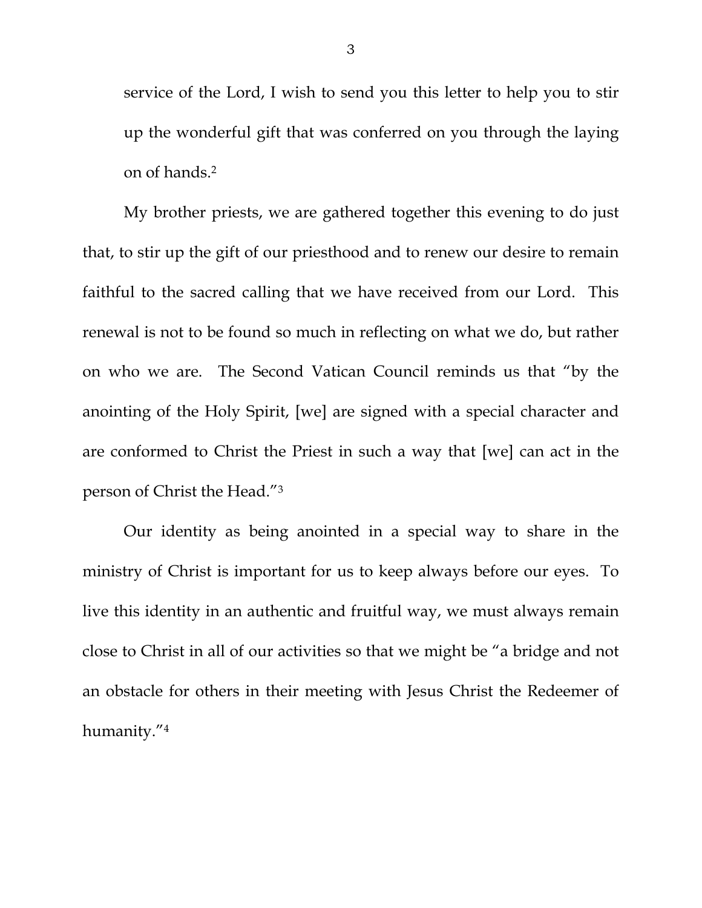service of the Lord, I wish to send you this letter to help you to stir up the wonderful gift that was conferred on you through the laying on of hands.[2]

My brother priests, we are gathered together this evening to do just that, to stir up the gift of our priesthood and to renew our desire to remain faithful to the sacred calling that we have received from our Lord. This renewal is not to be found so much in reflecting on what we do, but rather on who we are. The Second Vatican Council reminds us that "by the anointing of the Holy Spirit, [we] are signed with a special character and are conformed to Christ the Priest in such a way that [we] can act in the person of Christ the Head."[3]

Our identity as being anointed in a special way to share in the ministry of Christ is important for us to keep always before our eyes. To live this identity in an authentic and fruitful way, we must always remain close to Christ in all of our activities so that we might be "a bridge and not an obstacle for others in their meeting with Jesus Christ the Redeemer of humanity."[4]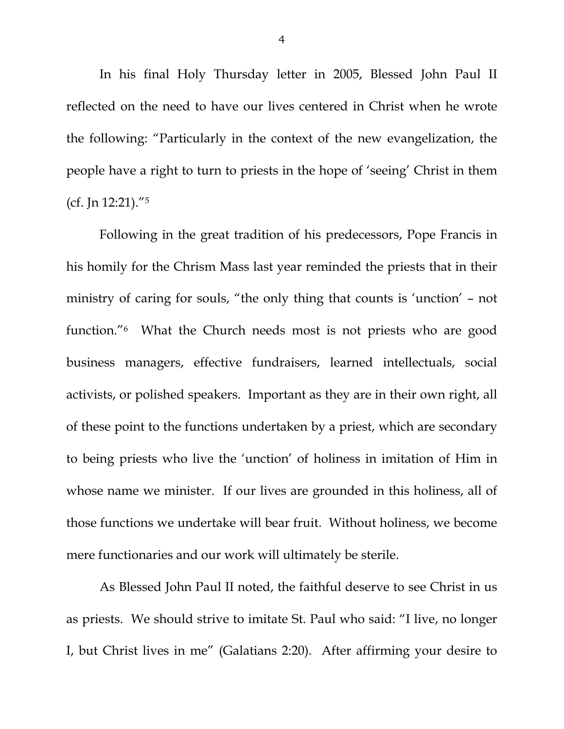In his final Holy Thursday letter in 2005, Blessed John Paul II reflected on the need to have our lives centered in Christ when he wrote the following: "Particularly in the context of the new evangelization, the people have a right to turn to priests in the hope of 'seeing' Christ in them (cf. Jn 12:21)."[5]

Following in the great tradition of his predecessors, Pope Francis in his homily for the Chrism Mass last year reminded the priests that in their ministry of caring for souls, "the only thing that counts is 'unction' – not function."[6] What the Church needs most is not priests who are good business managers, effective fundraisers, learned intellectuals, social activists, or polished speakers. Important as they are in their own right, all of these point to the functions undertaken by a priest, which are secondary to being priests who live the 'unction' of holiness in imitation of Him in whose name we minister. If our lives are grounded in this holiness, all of those functions we undertake will bear fruit. Without holiness, we become mere functionaries and our work will ultimately be sterile.

As Blessed John Paul II noted, the faithful deserve to see Christ in us as priests. We should strive to imitate St. Paul who said: "I live, no longer I, but Christ lives in me" (Galatians 2:20). After affirming your desire to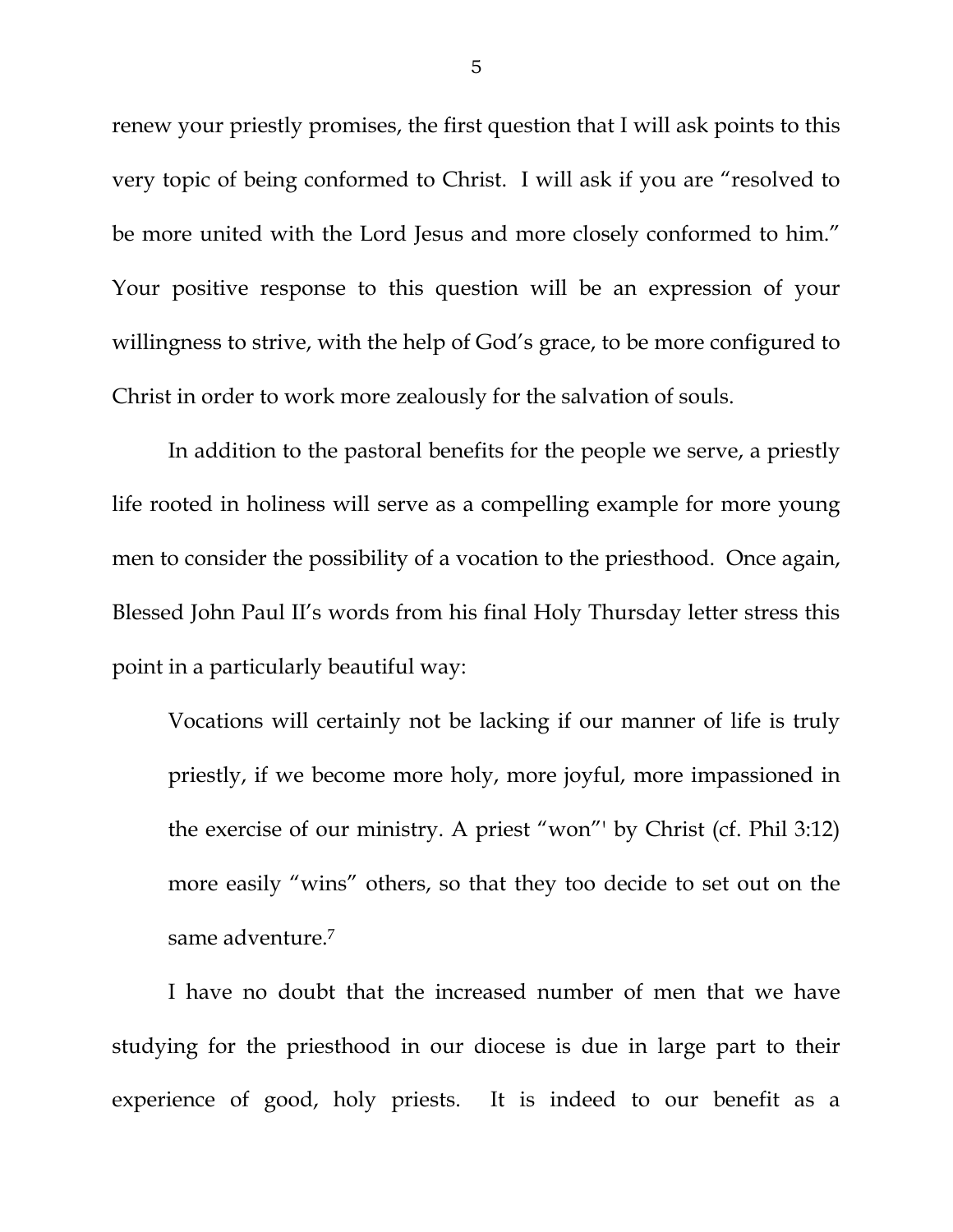renew your priestly promises, the first question that I will ask points to this very topic of being conformed to Christ. I will ask if you are "resolved to be more united with the Lord Jesus and more closely conformed to him." Your positive response to this question will be an expression of your willingness to strive, with the help of God's grace, to be more configured to Christ in order to work more zealously for the salvation of souls.

In addition to the pastoral benefits for the people we serve, a priestly life rooted in holiness will serve as a compelling example for more young men to consider the possibility of a vocation to the priesthood. Once again, Blessed John Paul II's words from his final Holy Thursday letter stress this point in a particularly beautiful way:

> Vocations will certainly not be lacking if our manner of life is truly priestly, if we become more holy, more joyful, more impassioned in the exercise of our ministry. A priest "won"' by Christ (cf. Phil 3:12) more easily "wins" others, so that they too decide to set out on the same adventure.[7]

I have no doubt that the increased number of men that we have studying for the priesthood in our diocese is due in large part to their experience of good, holy priests. It is indeed to our benefit as a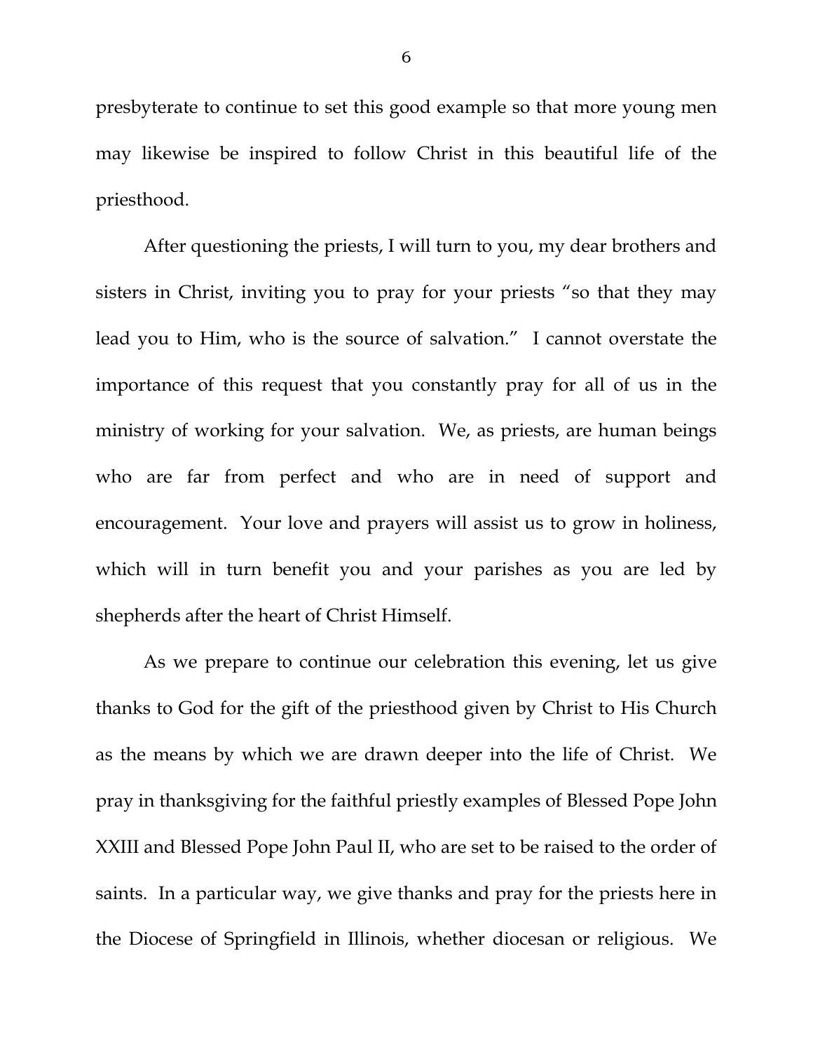presbyterate to continue to set this good example so that more young men may likewise be inspired to follow Christ in this beautiful life of the priesthood.

After questioning the priests, I will turn to you, my dear brothers and sisters in Christ, inviting you to pray for your priests "so that they may lead you to Him, who is the source of salvation." I cannot overstate the importance of this request that you constantly pray for all of us in the ministry of working for your salvation. We, as priests, are human beings who are far from perfect and who are in need of support and encouragement. Your love and prayers will assist us to grow in holiness, which will in turn benefit you and your parishes as you are led by shepherds after the heart of Christ Himself.

As we prepare to continue our celebration this evening, let us give thanks to God for the gift of the priesthood given by Christ to His Church as the means by which we are drawn deeper into the life of Christ. We pray in thanksgiving for the faithful priestly examples of Blessed Pope John XXIII and Blessed Pope John Paul II, who are set to be raised to the order of saints. In a particular way, we give thanks and pray for the priests here in the Diocese of Springfield in Illinois, whether diocesan or religious. We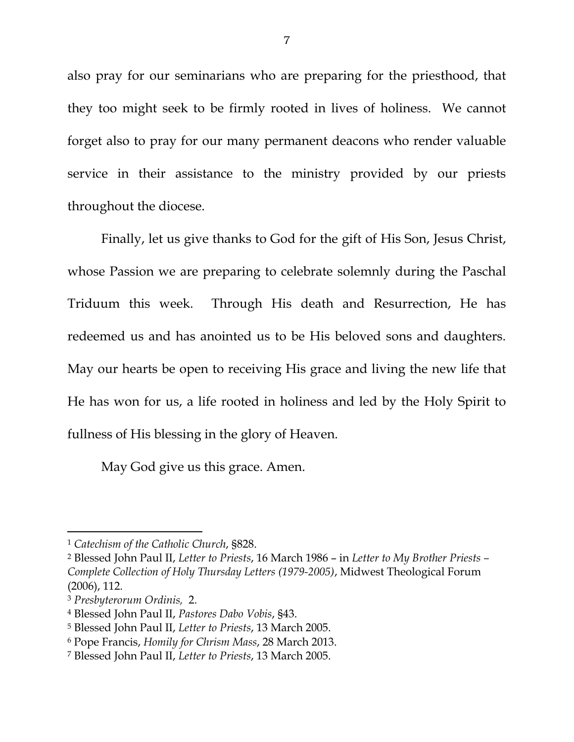also pray for our seminarians who are preparing for the priesthood, that they too might seek to be firmly rooted in lives of holiness. We cannot forget also to pray for our many permanent deacons who render valuable service in their assistance to the ministry provided by our priests throughout the diocese.

Finally, let us give thanks to God for the gift of His Son, Jesus Christ, whose Passion we are preparing to celebrate solemnly during the Paschal Triduum this week. Through His death and Resurrection, He has redeemed us and has anointed us to be His beloved sons and daughters. May our hearts be open to receiving His grace and living the new life that He has won for us, a life rooted in holiness and led by the Holy Spirit to fullness of His blessing in the glory of Heaven.

May God give us this grace. Amen.

---

[1] *Catechism of the Catholic Church*, §828.

[2] Blessed John Paul II, *Letter to Priests*, 16 March 1986 – in *Letter to My Brother Priests – Complete Collection of Holy Thursday Letters (1979-2005)*, Midwest Theological Forum (2006), 112.

[3] *Presbyterorum Ordinis*, 2.

[4] Blessed John Paul II, *Pastores Dabo Vobis*, §43.

[5] Blessed John Paul II, *Letter to Priests*, 13 March 2005.

[6] Pope Francis, *Homily for Chrism Mass*, 28 March 2013.

[7] Blessed John Paul II, *Letter to Priests*, 13 March 2005.